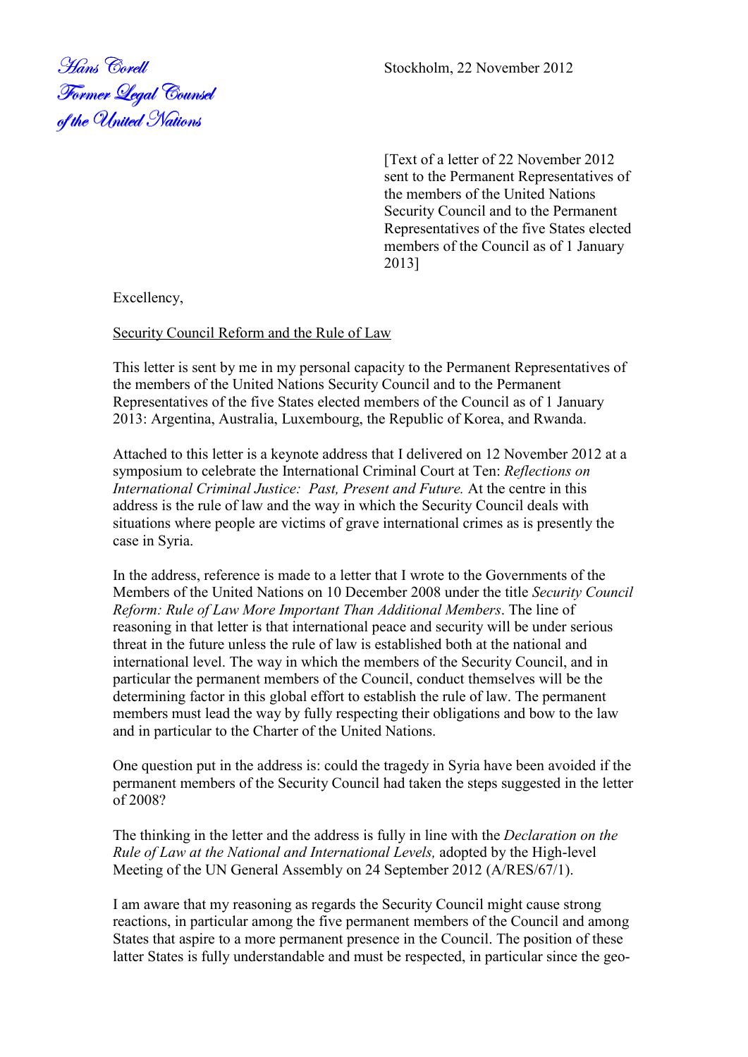Hans Corell
Former Legal Counsel
of the United Nations

Stockholm, 22 November 2012

[Text of a letter of 22 November 2012 sent to the Permanent Representatives of the members of the United Nations Security Council and to the Permanent Representatives of the five States elected members of the Council as of 1 January 2013]

Excellency,

Security Council Reform and the Rule of Law

This letter is sent by me in my personal capacity to the Permanent Representatives of the members of the United Nations Security Council and to the Permanent Representatives of the five States elected members of the Council as of 1 January 2013: Argentina, Australia, Luxembourg, the Republic of Korea, and Rwanda.

Attached to this letter is a keynote address that I delivered on 12 November 2012 at a symposium to celebrate the International Criminal Court at Ten: *Reflections on International Criminal Justice: Past, Present and Future.* At the centre in this address is the rule of law and the way in which the Security Council deals with situations where people are victims of grave international crimes as is presently the case in Syria.

In the address, reference is made to a letter that I wrote to the Governments of the Members of the United Nations on 10 December 2008 under the title *Security Council Reform: Rule of Law More Important Than Additional Members*. The line of reasoning in that letter is that international peace and security will be under serious threat in the future unless the rule of law is established both at the national and international level. The way in which the members of the Security Council, and in particular the permanent members of the Council, conduct themselves will be the determining factor in this global effort to establish the rule of law. The permanent members must lead the way by fully respecting their obligations and bow to the law and in particular to the Charter of the United Nations.

One question put in the address is: could the tragedy in Syria have been avoided if the permanent members of the Security Council had taken the steps suggested in the letter of 2008?

The thinking in the letter and the address is fully in line with the *Declaration on the Rule of Law at the National and International Levels,* adopted by the High-level Meeting of the UN General Assembly on 24 September 2012 (A/RES/67/1).

I am aware that my reasoning as regards the Security Council might cause strong reactions, in particular among the five permanent members of the Council and among States that aspire to a more permanent presence in the Council. The position of these latter States is fully understandable and must be respected, in particular since the geo-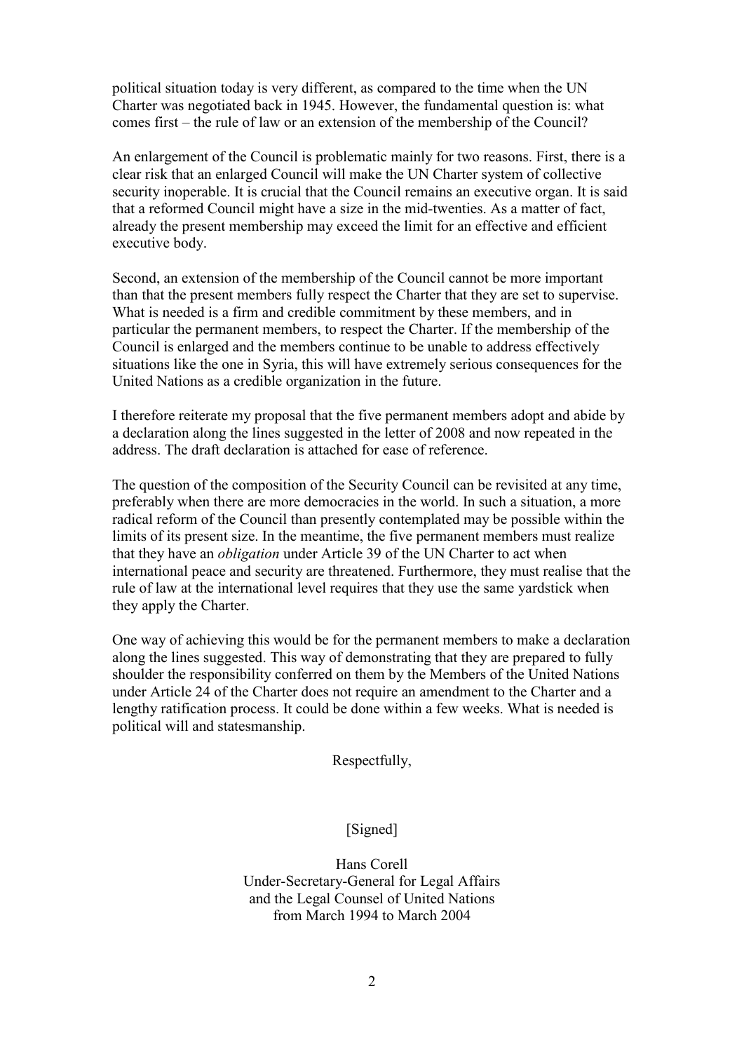political situation today is very different, as compared to the time when the UN Charter was negotiated back in 1945. However, the fundamental question is: what comes first – the rule of law or an extension of the membership of the Council?

An enlargement of the Council is problematic mainly for two reasons. First, there is a clear risk that an enlarged Council will make the UN Charter system of collective security inoperable. It is crucial that the Council remains an executive organ. It is said that a reformed Council might have a size in the mid-twenties. As a matter of fact, already the present membership may exceed the limit for an effective and efficient executive body.

Second, an extension of the membership of the Council cannot be more important than that the present members fully respect the Charter that they are set to supervise. What is needed is a firm and credible commitment by these members, and in particular the permanent members, to respect the Charter. If the membership of the Council is enlarged and the members continue to be unable to address effectively situations like the one in Syria, this will have extremely serious consequences for the United Nations as a credible organization in the future.

I therefore reiterate my proposal that the five permanent members adopt and abide by a declaration along the lines suggested in the letter of 2008 and now repeated in the address. The draft declaration is attached for ease of reference.

The question of the composition of the Security Council can be revisited at any time, preferably when there are more democracies in the world. In such a situation, a more radical reform of the Council than presently contemplated may be possible within the limits of its present size. In the meantime, the five permanent members must realize that they have an *obligation* under Article 39 of the UN Charter to act when international peace and security are threatened. Furthermore, they must realise that the rule of law at the international level requires that they use the same yardstick when they apply the Charter.

One way of achieving this would be for the permanent members to make a declaration along the lines suggested. This way of demonstrating that they are prepared to fully shoulder the responsibility conferred on them by the Members of the United Nations under Article 24 of the Charter does not require an amendment to the Charter and a lengthy ratification process. It could be done within a few weeks. What is needed is political will and statesmanship.

Respectfully,

[Signed]

Hans Corell
Under-Secretary-General for Legal Affairs
and the Legal Counsel of United Nations
from March 1994 to March 2004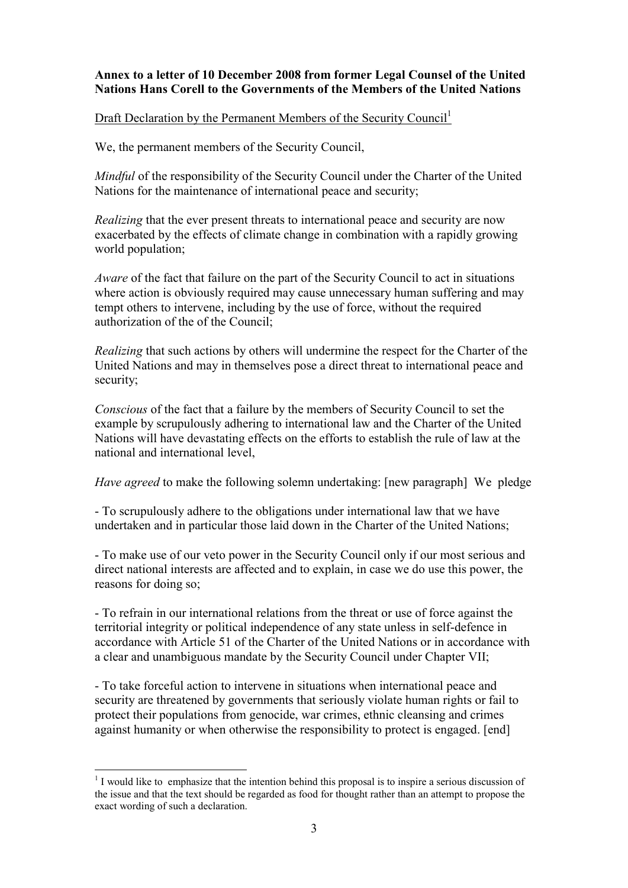**Annex to a letter of 10 December 2008 from former Legal Counsel of the United Nations Hans Corell to the Governments of the Members of the United Nations**

Draft Declaration by the Permanent Members of the Security Council[1]

We, the permanent members of the Security Council,

*Mindful* of the responsibility of the Security Council under the Charter of the United Nations for the maintenance of international peace and security;

*Realizing* that the ever present threats to international peace and security are now exacerbated by the effects of climate change in combination with a rapidly growing world population;

*Aware* of the fact that failure on the part of the Security Council to act in situations where action is obviously required may cause unnecessary human suffering and may tempt others to intervene, including by the use of force, without the required authorization of the of the Council;

*Realizing* that such actions by others will undermine the respect for the Charter of the United Nations and may in themselves pose a direct threat to international peace and security;

*Conscious* of the fact that a failure by the members of Security Council to set the example by scrupulously adhering to international law and the Charter of the United Nations will have devastating effects on the efforts to establish the rule of law at the national and international level,

*Have agreed* to make the following solemn undertaking: [new paragraph] We pledge

- To scrupulously adhere to the obligations under international law that we have undertaken and in particular those laid down in the Charter of the United Nations;

- To make use of our veto power in the Security Council only if our most serious and direct national interests are affected and to explain, in case we do use this power, the reasons for doing so;

- To refrain in our international relations from the threat or use of force against the territorial integrity or political independence of any state unless in self-defence in accordance with Article 51 of the Charter of the United Nations or in accordance with a clear and unambiguous mandate by the Security Council under Chapter VII;

- To take forceful action to intervene in situations when international peace and security are threatened by governments that seriously violate human rights or fail to protect their populations from genocide, war crimes, ethnic cleansing and crimes against humanity or when otherwise the responsibility to protect is engaged. [end]

[1] I would like to emphasize that the intention behind this proposal is to inspire a serious discussion of the issue and that the text should be regarded as food for thought rather than an attempt to propose the exact wording of such a declaration.